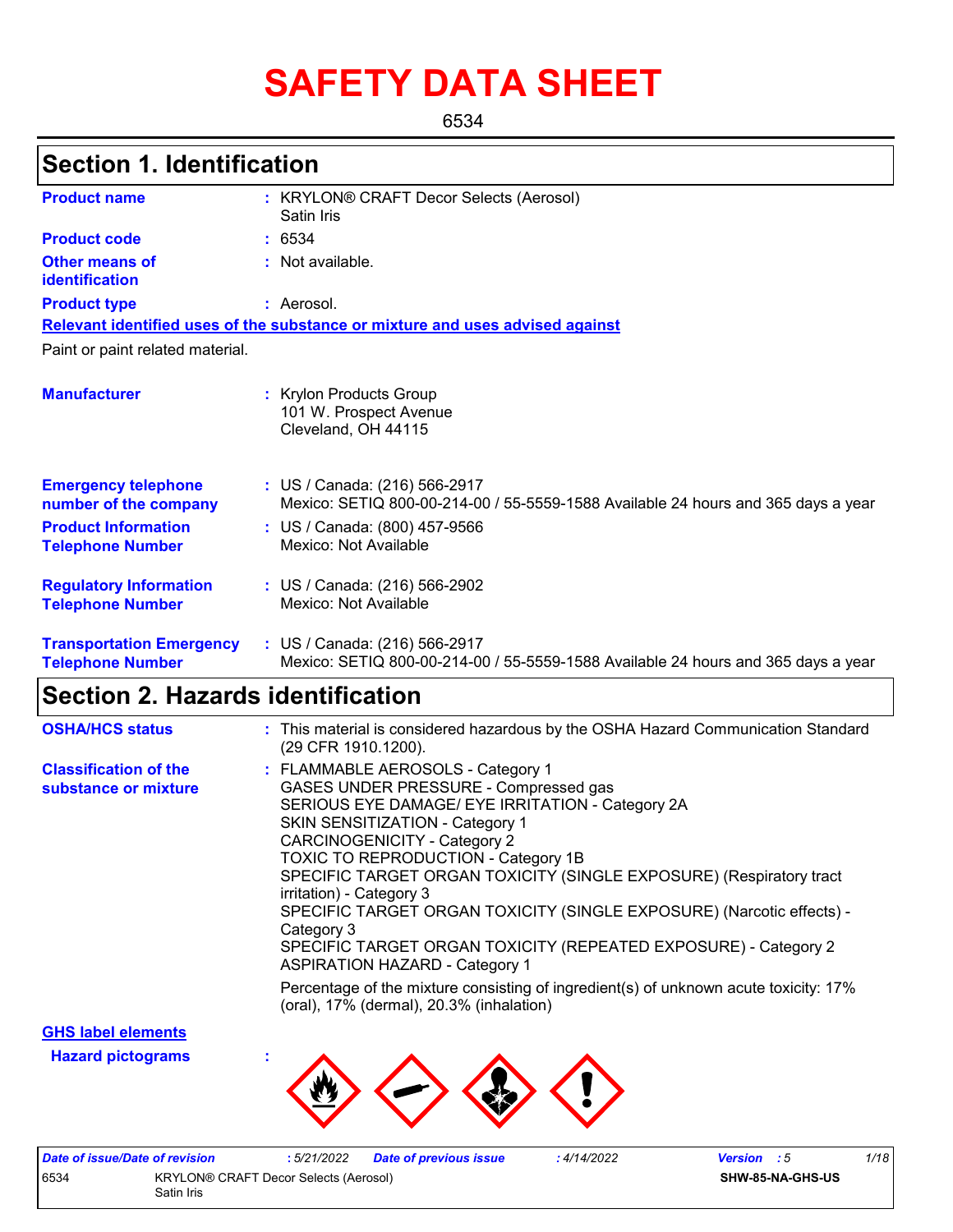# SAFETY DATA SHEET

6534

## Section 1. Identification

**Product name** : KRYLON® CRAFT Decor Selects (Aerosol) Satin Iris

**Product code** : 6534

**Other means of identification** : Not available.

**Product type** : Aerosol.

**Relevant identified uses of the substance or mixture and uses advised against**

Paint or paint related material.

**Manufacturer** : Krylon Products Group
101 W. Prospect Avenue
Cleveland, OH 44115

**Emergency telephone number of the company** : US / Canada: (216) 566-2917
Mexico: SETIQ 800-00-214-00 / 55-5559-1588 Available 24 hours and 365 days a year

**Product Information Telephone Number** : US / Canada: (800) 457-9566
Mexico: Not Available

**Regulatory Information Telephone Number** : US / Canada: (216) 566-2902
Mexico: Not Available

**Transportation Emergency Telephone Number** : US / Canada: (216) 566-2917
Mexico: SETIQ 800-00-214-00 / 55-5559-1588 Available 24 hours and 365 days a year

## Section 2. Hazards identification

**OSHA/HCS status** : This material is considered hazardous by the OSHA Hazard Communication Standard (29 CFR 1910.1200).

**Classification of the substance or mixture** :
FLAMMABLE AEROSOLS - Category 1
GASES UNDER PRESSURE - Compressed gas
SERIOUS EYE DAMAGE/ EYE IRRITATION - Category 2A
SKIN SENSITIZATION - Category 1
CARCINOGENICITY - Category 2
TOXIC TO REPRODUCTION - Category 1B
SPECIFIC TARGET ORGAN TOXICITY (SINGLE EXPOSURE) (Respiratory tract irritation) - Category 3
SPECIFIC TARGET ORGAN TOXICITY (SINGLE EXPOSURE) (Narcotic effects) - Category 3
SPECIFIC TARGET ORGAN TOXICITY (REPEATED EXPOSURE) - Category 2
ASPIRATION HAZARD - Category 1

Percentage of the mixture consisting of ingredient(s) of unknown acute toxicity: 17% (oral), 17% (dermal), 20.3% (inhalation)

**GHS label elements**

**Hazard pictograms** :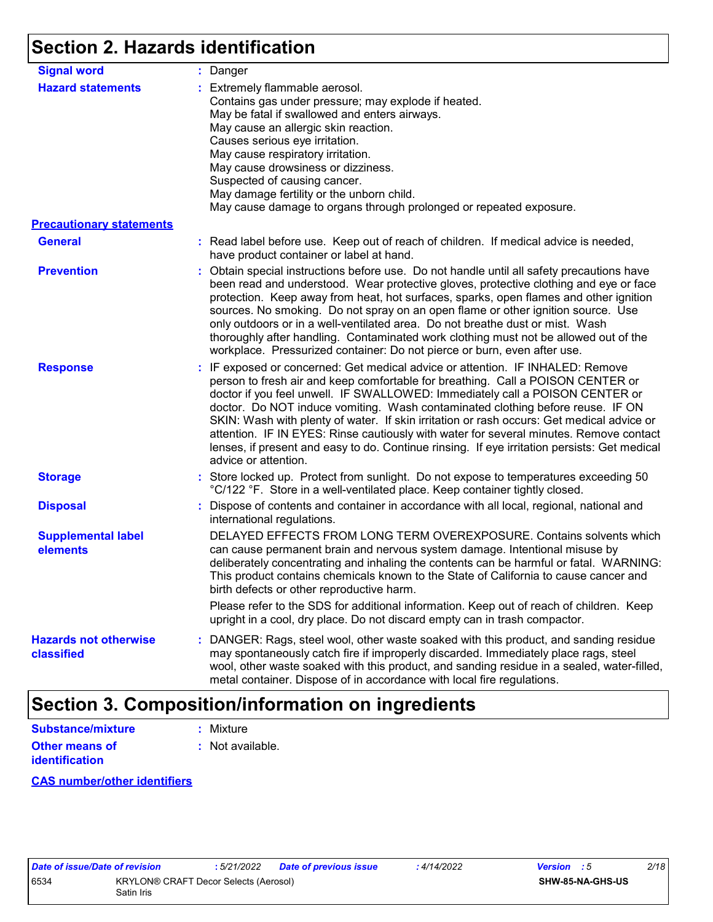## Section 2. Hazards identification

**Signal word** : Danger

**Hazard statements** : Extremely flammable aerosol.
Contains gas under pressure; may explode if heated.
May be fatal if swallowed and enters airways.
May cause an allergic skin reaction.
Causes serious eye irritation.
May cause respiratory irritation.
May cause drowsiness or dizziness.
Suspected of causing cancer.
May damage fertility or the unborn child.
May cause damage to organs through prolonged or repeated exposure.

**Precautionary statements**

**General** : Read label before use. Keep out of reach of children. If medical advice is needed, have product container or label at hand.

**Prevention** : Obtain special instructions before use. Do not handle until all safety precautions have been read and understood. Wear protective gloves, protective clothing and eye or face protection. Keep away from heat, hot surfaces, sparks, open flames and other ignition sources. No smoking. Do not spray on an open flame or other ignition source. Use only outdoors or in a well-ventilated area. Do not breathe dust or mist. Wash thoroughly after handling. Contaminated work clothing must not be allowed out of the workplace. Pressurized container: Do not pierce or burn, even after use.

**Response** : IF exposed or concerned: Get medical advice or attention. IF INHALED: Remove person to fresh air and keep comfortable for breathing. Call a POISON CENTER or doctor if you feel unwell. IF SWALLOWED: Immediately call a POISON CENTER or doctor. Do NOT induce vomiting. Wash contaminated clothing before reuse. IF ON SKIN: Wash with plenty of water. If skin irritation or rash occurs: Get medical advice or attention. IF IN EYES: Rinse cautiously with water for several minutes. Remove contact lenses, if present and easy to do. Continue rinsing. If eye irritation persists: Get medical advice or attention.

**Storage** : Store locked up. Protect from sunlight. Do not expose to temperatures exceeding 50 °C/122 °F. Store in a well-ventilated place. Keep container tightly closed.

**Disposal** : Dispose of contents and container in accordance with all local, regional, national and international regulations.

**Supplemental label elements** DELAYED EFFECTS FROM LONG TERM OVEREXPOSURE. Contains solvents which can cause permanent brain and nervous system damage. Intentional misuse by deliberately concentrating and inhaling the contents can be harmful or fatal. WARNING: This product contains chemicals known to the State of California to cause cancer and birth defects or other reproductive harm.

Please refer to the SDS for additional information. Keep out of reach of children. Keep upright in a cool, dry place. Do not discard empty can in trash compactor.

**Hazards not otherwise classified** : DANGER: Rags, steel wool, other waste soaked with this product, and sanding residue may spontaneously catch fire if improperly discarded. Immediately place rags, steel wool, other waste soaked with this product, and sanding residue in a sealed, water-filled, metal container. Dispose of in accordance with local fire regulations.

## Section 3. Composition/information on ingredients

**Substance/mixture** : Mixture

**Other means of identification** : Not available.

**CAS number/other identifiers**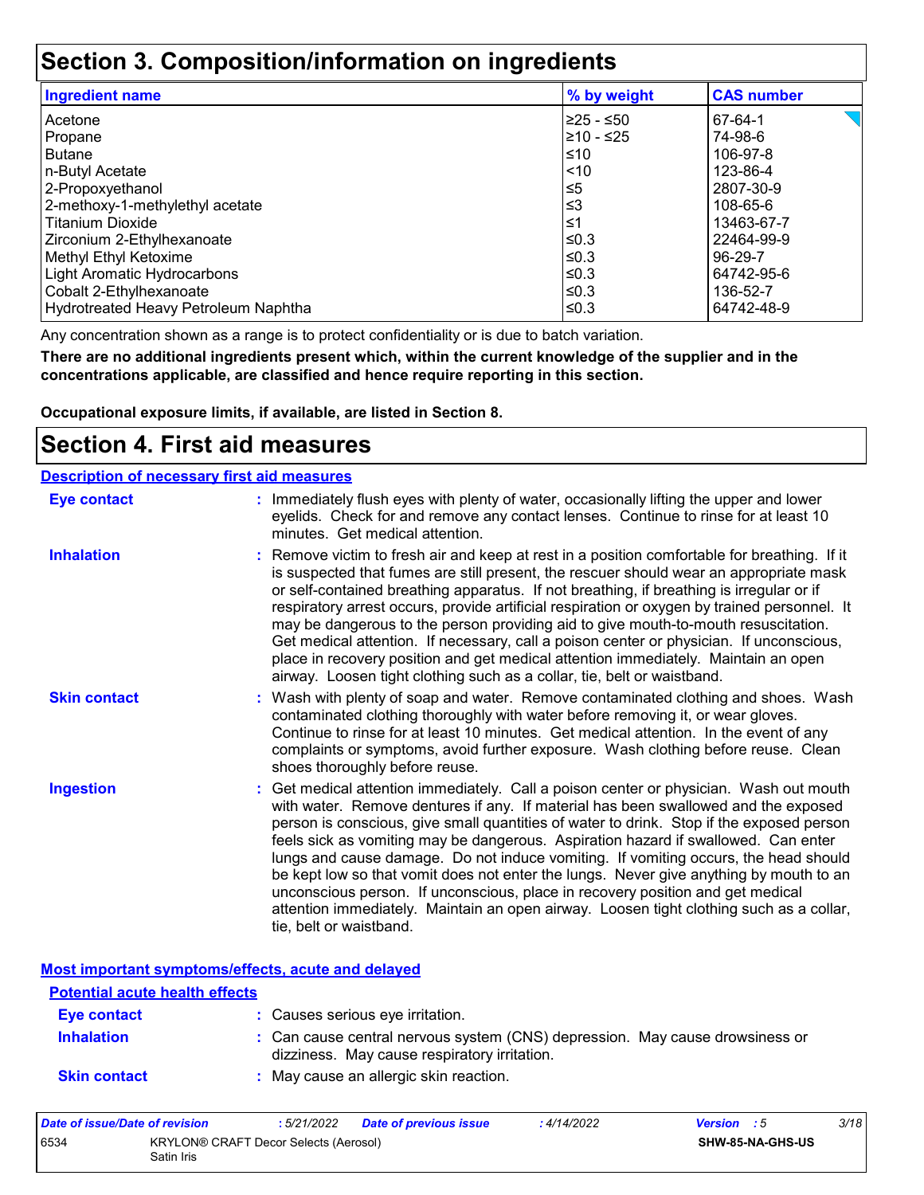# Section 3. Composition/information on ingredients

| Ingredient name | % by weight | CAS number |
| --- | --- | --- |
| Acetone | ≥25 - ≤50 | 67-64-1 |
| Propane | ≥10 - ≤25 | 74-98-6 |
| Butane | ≤10 | 106-97-8 |
| n-Butyl Acetate | <10 | 123-86-4 |
| 2-Propoxyethanol | ≤5 | 2807-30-9 |
| 2-methoxy-1-methylethyl acetate | ≤3 | 108-65-6 |
| Titanium Dioxide | ≤1 | 13463-67-7 |
| Zirconium 2-Ethylhexanoate | ≤0.3 | 22464-99-9 |
| Methyl Ethyl Ketoxime | ≤0.3 | 96-29-7 |
| Light Aromatic Hydrocarbons | ≤0.3 | 64742-95-6 |
| Cobalt 2-Ethylhexanoate | ≤0.3 | 136-52-7 |
| Hydrotreated Heavy Petroleum Naphtha | ≤0.3 | 64742-48-9 |

Any concentration shown as a range is to protect confidentiality or is due to batch variation.

**There are no additional ingredients present which, within the current knowledge of the supplier and in the concentrations applicable, are classified and hence require reporting in this section.**

**Occupational exposure limits, if available, are listed in Section 8.**

# Section 4. First aid measures

## Description of necessary first aid measures

**Eye contact** : Immediately flush eyes with plenty of water, occasionally lifting the upper and lower eyelids. Check for and remove any contact lenses. Continue to rinse for at least 10 minutes. Get medical attention.

**Inhalation** : Remove victim to fresh air and keep at rest in a position comfortable for breathing. If it is suspected that fumes are still present, the rescuer should wear an appropriate mask or self-contained breathing apparatus. If not breathing, if breathing is irregular or if respiratory arrest occurs, provide artificial respiration or oxygen by trained personnel. It may be dangerous to the person providing aid to give mouth-to-mouth resuscitation. Get medical attention. If necessary, call a poison center or physician. If unconscious, place in recovery position and get medical attention immediately. Maintain an open airway. Loosen tight clothing such as a collar, tie, belt or waistband.

**Skin contact** : Wash with plenty of soap and water. Remove contaminated clothing and shoes. Wash contaminated clothing thoroughly with water before removing it, or wear gloves. Continue to rinse for at least 10 minutes. Get medical attention. In the event of any complaints or symptoms, avoid further exposure. Wash clothing before reuse. Clean shoes thoroughly before reuse.

**Ingestion** : Get medical attention immediately. Call a poison center or physician. Wash out mouth with water. Remove dentures if any. If material has been swallowed and the exposed person is conscious, give small quantities of water to drink. Stop if the exposed person feels sick as vomiting may be dangerous. Aspiration hazard if swallowed. Can enter lungs and cause damage. Do not induce vomiting. If vomiting occurs, the head should be kept low so that vomit does not enter the lungs. Never give anything by mouth to an unconscious person. If unconscious, place in recovery position and get medical attention immediately. Maintain an open airway. Loosen tight clothing such as a collar, tie, belt or waistband.

## Most important symptoms/effects, acute and delayed

### Potential acute health effects

**Eye contact** : Causes serious eye irritation.

**Inhalation** : Can cause central nervous system (CNS) depression. May cause drowsiness or dizziness. May cause respiratory irritation.

**Skin contact** : May cause an allergic skin reaction.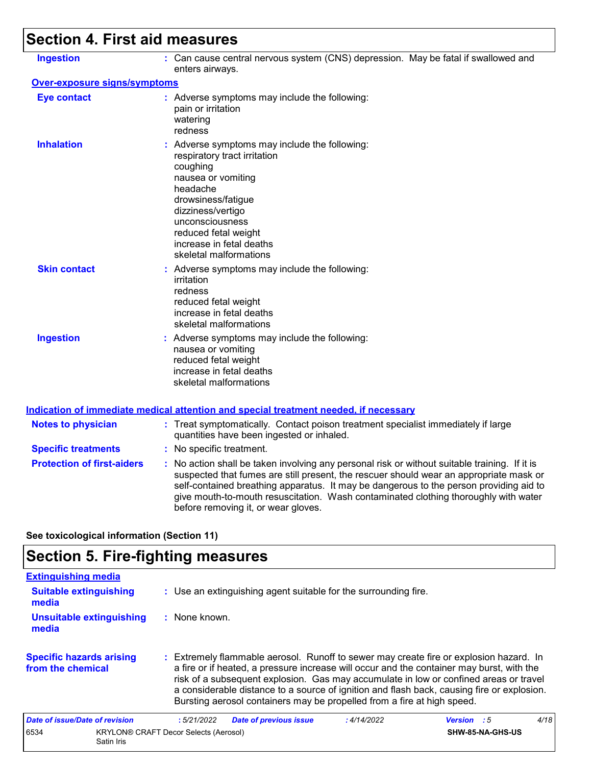## Section 4. First aid measures

**Ingestion** : Can cause central nervous system (CNS) depression. May be fatal if swallowed and enters airways.

**Over-exposure signs/symptoms**

**Eye contact** : Adverse symptoms may include the following:
pain or irritation
watering
redness

**Inhalation** : Adverse symptoms may include the following:
respiratory tract irritation
coughing
nausea or vomiting
headache
drowsiness/fatigue
dizziness/vertigo
unconsciousness
reduced fetal weight
increase in fetal deaths
skeletal malformations

**Skin contact** : Adverse symptoms may include the following:
irritation
redness
reduced fetal weight
increase in fetal deaths
skeletal malformations

**Ingestion** : Adverse symptoms may include the following:
nausea or vomiting
reduced fetal weight
increase in fetal deaths
skeletal malformations

**Indication of immediate medical attention and special treatment needed, if necessary**

**Notes to physician** : Treat symptomatically. Contact poison treatment specialist immediately if large quantities have been ingested or inhaled.

**Specific treatments** : No specific treatment.

**Protection of first-aiders** : No action shall be taken involving any personal risk or without suitable training. If it is suspected that fumes are still present, the rescuer should wear an appropriate mask or self-contained breathing apparatus. It may be dangerous to the person providing aid to give mouth-to-mouth resuscitation. Wash contaminated clothing thoroughly with water before removing it, or wear gloves.

**See toxicological information (Section 11)**

## Section 5. Fire-fighting measures

**Extinguishing media**

**Suitable extinguishing media** : Use an extinguishing agent suitable for the surrounding fire.

**Unsuitable extinguishing media** : None known.

**Specific hazards arising from the chemical** : Extremely flammable aerosol. Runoff to sewer may create fire or explosion hazard. In a fire or if heated, a pressure increase will occur and the container may burst, with the risk of a subsequent explosion. Gas may accumulate in low or confined areas or travel a considerable distance to a source of ignition and flash back, causing fire or explosion. Bursting aerosol containers may be propelled from a fire at high speed.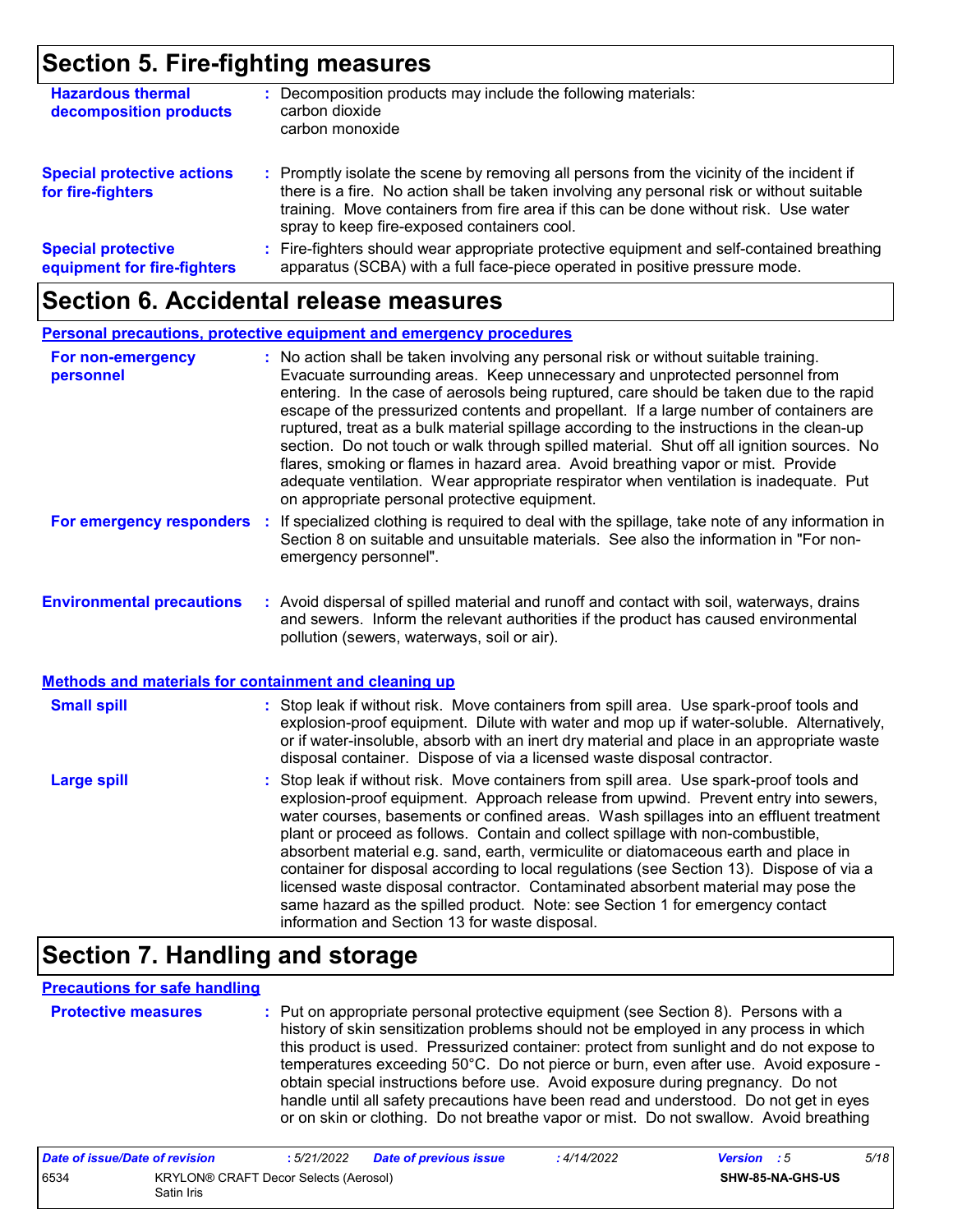## Section 5. Fire-fighting measures

**Hazardous thermal decomposition products** : Decomposition products may include the following materials:
carbon dioxide
carbon monoxide

**Special protective actions for fire-fighters** : Promptly isolate the scene by removing all persons from the vicinity of the incident if there is a fire. No action shall be taken involving any personal risk or without suitable training. Move containers from fire area if this can be done without risk. Use water spray to keep fire-exposed containers cool.

**Special protective equipment for fire-fighters** : Fire-fighters should wear appropriate protective equipment and self-contained breathing apparatus (SCBA) with a full face-piece operated in positive pressure mode.

## Section 6. Accidental release measures

**Personal precautions, protective equipment and emergency procedures**

**For non-emergency personnel** : No action shall be taken involving any personal risk or without suitable training. Evacuate surrounding areas. Keep unnecessary and unprotected personnel from entering. In the case of aerosols being ruptured, care should be taken due to the rapid escape of the pressurized contents and propellant. If a large number of containers are ruptured, treat as a bulk material spillage according to the instructions in the clean-up section. Do not touch or walk through spilled material. Shut off all ignition sources. No flares, smoking or flames in hazard area. Avoid breathing vapor or mist. Provide adequate ventilation. Wear appropriate respirator when ventilation is inadequate. Put on appropriate personal protective equipment.

**For emergency responders** : If specialized clothing is required to deal with the spillage, take note of any information in Section 8 on suitable and unsuitable materials. See also the information in "For non-emergency personnel".

**Environmental precautions** : Avoid dispersal of spilled material and runoff and contact with soil, waterways, drains and sewers. Inform the relevant authorities if the product has caused environmental pollution (sewers, waterways, soil or air).

**Methods and materials for containment and cleaning up**

**Small spill** : Stop leak if without risk. Move containers from spill area. Use spark-proof tools and explosion-proof equipment. Dilute with water and mop up if water-soluble. Alternatively, or if water-insoluble, absorb with an inert dry material and place in an appropriate waste disposal container. Dispose of via a licensed waste disposal contractor.

**Large spill** : Stop leak if without risk. Move containers from spill area. Use spark-proof tools and explosion-proof equipment. Approach release from upwind. Prevent entry into sewers, water courses, basements or confined areas. Wash spillages into an effluent treatment plant or proceed as follows. Contain and collect spillage with non-combustible, absorbent material e.g. sand, earth, vermiculite or diatomaceous earth and place in container for disposal according to local regulations (see Section 13). Dispose of via a licensed waste disposal contractor. Contaminated absorbent material may pose the same hazard as the spilled product. Note: see Section 1 for emergency contact information and Section 13 for waste disposal.

## Section 7. Handling and storage

**Precautions for safe handling**

**Protective measures** : Put on appropriate personal protective equipment (see Section 8). Persons with a history of skin sensitization problems should not be employed in any process in which this product is used. Pressurized container: protect from sunlight and do not expose to temperatures exceeding 50°C. Do not pierce or burn, even after use. Avoid exposure - obtain special instructions before use. Avoid exposure during pregnancy. Do not handle until all safety precautions have been read and understood. Do not get in eyes or on skin or clothing. Do not breathe vapor or mist. Do not swallow. Avoid breathing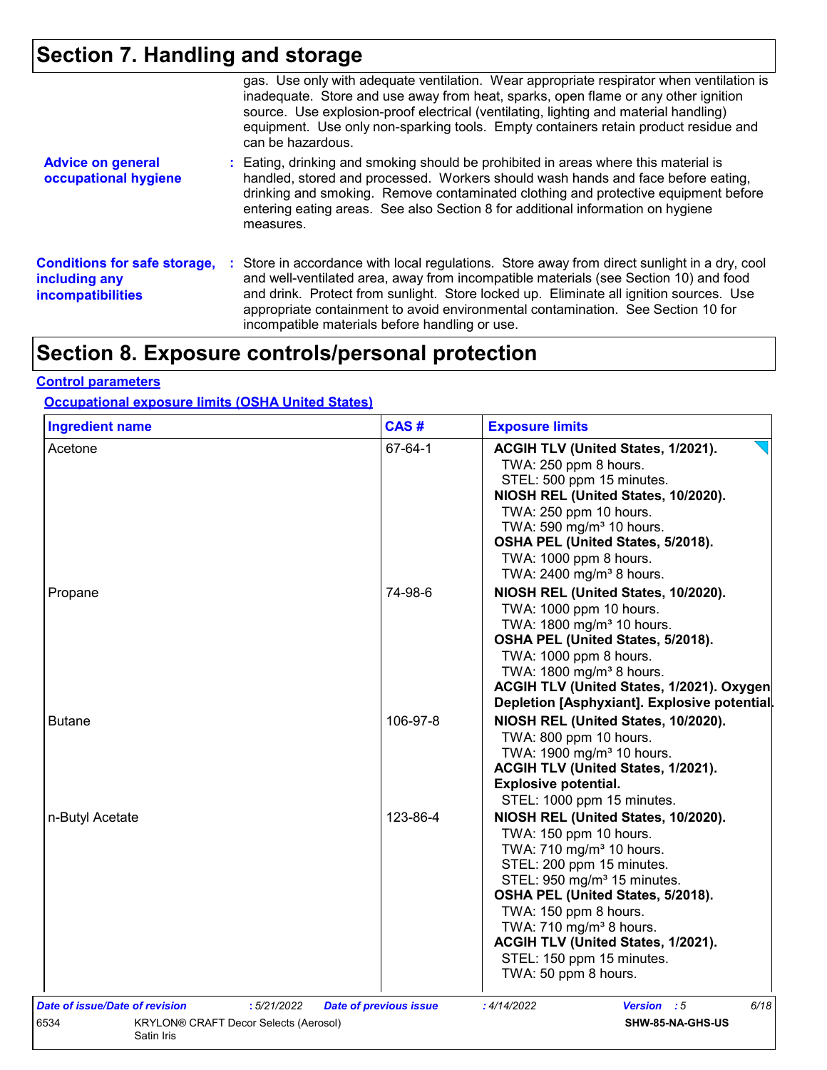## Section 7. Handling and storage

gas. Use only with adequate ventilation. Wear appropriate respirator when ventilation is inadequate. Store and use away from heat, sparks, open flame or any other ignition source. Use explosion-proof electrical (ventilating, lighting and material handling) equipment. Use only non-sparking tools. Empty containers retain product residue and can be hazardous.

**Advice on general occupational hygiene** : Eating, drinking and smoking should be prohibited in areas where this material is handled, stored and processed. Workers should wash hands and face before eating, drinking and smoking. Remove contaminated clothing and protective equipment before entering eating areas. See also Section 8 for additional information on hygiene measures.

**Conditions for safe storage, including any incompatibilities** : Store in accordance with local regulations. Store away from direct sunlight in a dry, cool and well-ventilated area, away from incompatible materials (see Section 10) and food and drink. Protect from sunlight. Store locked up. Eliminate all ignition sources. Use appropriate containment to avoid environmental contamination. See Section 10 for incompatible materials before handling or use.

## Section 8. Exposure controls/personal protection

**Control parameters**

**Occupational exposure limits (OSHA United States)**

| Ingredient name | CAS # | Exposure limits |
|---|---|---|
| Acetone | 67-64-1 | **ACGIH TLV (United States, 1/2021).**<br>TWA: 250 ppm 8 hours.<br>STEL: 500 ppm 15 minutes.<br>**NIOSH REL (United States, 10/2020).**<br>TWA: 250 ppm 10 hours.<br>TWA: 590 mg/m³ 10 hours.<br>**OSHA PEL (United States, 5/2018).**<br>TWA: 1000 ppm 8 hours.<br>TWA: 2400 mg/m³ 8 hours. |
| Propane | 74-98-6 | **NIOSH REL (United States, 10/2020).**<br>TWA: 1000 ppm 10 hours.<br>TWA: 1800 mg/m³ 10 hours.<br>**OSHA PEL (United States, 5/2018).**<br>TWA: 1000 ppm 8 hours.<br>TWA: 1800 mg/m³ 8 hours.<br>**ACGIH TLV (United States, 1/2021). Oxygen Depletion [Asphyxiant]. Explosive potential.** |
| Butane | 106-97-8 | **NIOSH REL (United States, 10/2020).**<br>TWA: 800 ppm 10 hours.<br>TWA: 1900 mg/m³ 10 hours.<br>**ACGIH TLV (United States, 1/2021). Explosive potential.**<br>STEL: 1000 ppm 15 minutes. |
| n-Butyl Acetate | 123-86-4 | **NIOSH REL (United States, 10/2020).**<br>TWA: 150 ppm 10 hours.<br>TWA: 710 mg/m³ 10 hours.<br>STEL: 200 ppm 15 minutes.<br>STEL: 950 mg/m³ 15 minutes.<br>**OSHA PEL (United States, 5/2018).**<br>TWA: 150 ppm 8 hours.<br>TWA: 710 mg/m³ 8 hours.<br>**ACGIH TLV (United States, 1/2021).**<br>STEL: 150 ppm 15 minutes.<br>TWA: 50 ppm 8 hours. |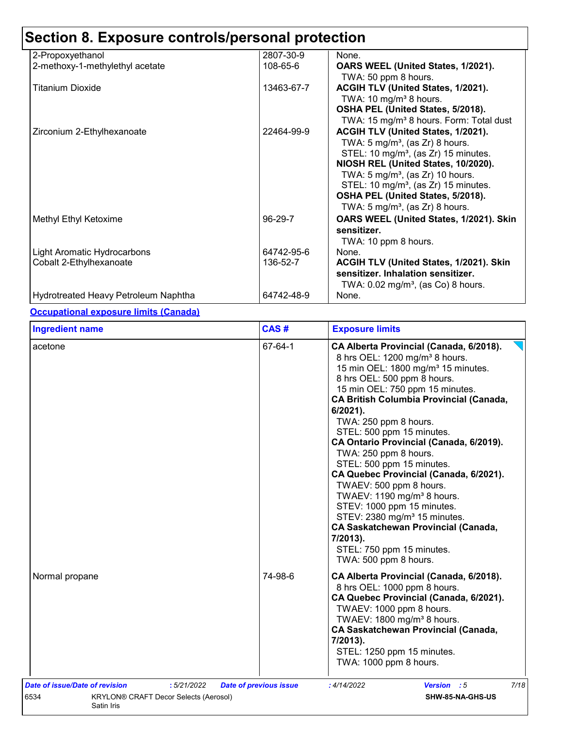# Section 8. Exposure controls/personal protection

| | | |
|---|---|---|
| 2-Propoxyethanol | 2807-30-9 | None. |
| 2-methoxy-1-methylethyl acetate | 108-65-6 | **OARS WEEL (United States, 1/2021).**<br>TWA: 50 ppm 8 hours. |
| Titanium Dioxide | 13463-67-7 | **ACGIH TLV (United States, 1/2021).**<br>TWA: 10 mg/m³ 8 hours.<br>**OSHA PEL (United States, 5/2018).**<br>TWA: 15 mg/m³ 8 hours. Form: Total dust |
| Zirconium 2-Ethylhexanoate | 22464-99-9 | **ACGIH TLV (United States, 1/2021).**<br>TWA: 5 mg/m³, (as Zr) 8 hours.<br>STEL: 10 mg/m³, (as Zr) 15 minutes.<br>**NIOSH REL (United States, 10/2020).**<br>TWA: 5 mg/m³, (as Zr) 10 hours.<br>STEL: 10 mg/m³, (as Zr) 15 minutes.<br>**OSHA PEL (United States, 5/2018).**<br>TWA: 5 mg/m³, (as Zr) 8 hours. |
| Methyl Ethyl Ketoxime | 96-29-7 | **OARS WEEL (United States, 1/2021). Skin sensitizer.**<br>TWA: 10 ppm 8 hours. |
| Light Aromatic Hydrocarbons | 64742-95-6 | None. |
| Cobalt 2-Ethylhexanoate | 136-52-7 | **ACGIH TLV (United States, 1/2021). Skin sensitizer. Inhalation sensitizer.**<br>TWA: 0.02 mg/m³, (as Co) 8 hours. |
| Hydrotreated Heavy Petroleum Naphtha | 64742-48-9 | None. |

**Occupational exposure limits (Canada)**

| Ingredient name | CAS # | Exposure limits |
|---|---|---|
| acetone | 67-64-1 | **CA Alberta Provincial (Canada, 6/2018).**<br>8 hrs OEL: 1200 mg/m³ 8 hours.<br>15 min OEL: 1800 mg/m³ 15 minutes.<br>8 hrs OEL: 500 ppm 8 hours.<br>15 min OEL: 750 ppm 15 minutes.<br>**CA British Columbia Provincial (Canada, 6/2021).**<br>TWA: 250 ppm 8 hours.<br>STEL: 500 ppm 15 minutes.<br>**CA Ontario Provincial (Canada, 6/2019).**<br>TWA: 250 ppm 8 hours.<br>STEL: 500 ppm 15 minutes.<br>**CA Quebec Provincial (Canada, 6/2021).**<br>TWAEV: 500 ppm 8 hours.<br>TWAEV: 1190 mg/m³ 8 hours.<br>STEV: 1000 ppm 15 minutes.<br>STEV: 2380 mg/m³ 15 minutes.<br>**CA Saskatchewan Provincial (Canada, 7/2013).**<br>STEL: 750 ppm 15 minutes.<br>TWA: 500 ppm 8 hours. |
| Normal propane | 74-98-6 | **CA Alberta Provincial (Canada, 6/2018).**<br>8 hrs OEL: 1000 ppm 8 hours.<br>**CA Quebec Provincial (Canada, 6/2021).**<br>TWAEV: 1000 ppm 8 hours.<br>TWAEV: 1800 mg/m³ 8 hours.<br>**CA Saskatchewan Provincial (Canada, 7/2013).**<br>STEL: 1250 ppm 15 minutes.<br>TWA: 1000 ppm 8 hours. |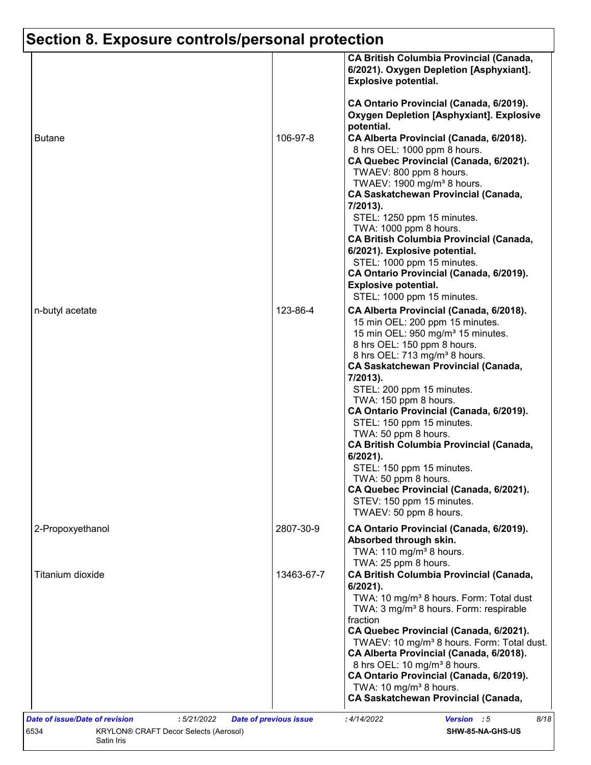## Section 8. Exposure controls/personal protection

| | | |
|---|---|---|
| | | **CA British Columbia Provincial (Canada, 6/2021). Oxygen Depletion [Asphyxiant]. Explosive potential.**<br><br>**CA Ontario Provincial (Canada, 6/2019). Oxygen Depletion [Asphyxiant]. Explosive potential.** |
| Butane | 106-97-8 | **CA Alberta Provincial (Canada, 6/2018).**<br>8 hrs OEL: 1000 ppm 8 hours.<br>**CA Quebec Provincial (Canada, 6/2021).**<br>TWAEV: 800 ppm 8 hours.<br>TWAEV: 1900 mg/m³ 8 hours.<br>**CA Saskatchewan Provincial (Canada, 7/2013).**<br>STEL: 1250 ppm 15 minutes.<br>TWA: 1000 ppm 8 hours.<br>**CA British Columbia Provincial (Canada, 6/2021). Explosive potential.**<br>STEL: 1000 ppm 15 minutes.<br>**CA Ontario Provincial (Canada, 6/2019). Explosive potential.**<br>STEL: 1000 ppm 15 minutes. |
| n-butyl acetate | 123-86-4 | **CA Alberta Provincial (Canada, 6/2018).**<br>15 min OEL: 200 ppm 15 minutes.<br>15 min OEL: 950 mg/m³ 15 minutes.<br>8 hrs OEL: 150 ppm 8 hours.<br>8 hrs OEL: 713 mg/m³ 8 hours.<br>**CA Saskatchewan Provincial (Canada, 7/2013).**<br>STEL: 200 ppm 15 minutes.<br>TWA: 150 ppm 8 hours.<br>**CA Ontario Provincial (Canada, 6/2019).**<br>STEL: 150 ppm 15 minutes.<br>TWA: 50 ppm 8 hours.<br>**CA British Columbia Provincial (Canada, 6/2021).**<br>STEL: 150 ppm 15 minutes.<br>TWA: 50 ppm 8 hours.<br>**CA Quebec Provincial (Canada, 6/2021).**<br>STEV: 150 ppm 15 minutes.<br>TWAEV: 50 ppm 8 hours. |
| 2-Propoxyethanol | 2807-30-9 | **CA Ontario Provincial (Canada, 6/2019). Absorbed through skin.**<br>TWA: 110 mg/m³ 8 hours.<br>TWA: 25 ppm 8 hours. |
| Titanium dioxide | 13463-67-7 | **CA British Columbia Provincial (Canada, 6/2021).**<br>TWA: 10 mg/m³ 8 hours. Form: Total dust<br>TWA: 3 mg/m³ 8 hours. Form: respirable fraction<br>**CA Quebec Provincial (Canada, 6/2021).**<br>TWAEV: 10 mg/m³ 8 hours. Form: Total dust.<br>**CA Alberta Provincial (Canada, 6/2018).**<br>8 hrs OEL: 10 mg/m³ 8 hours.<br>**CA Ontario Provincial (Canada, 6/2019).**<br>TWA: 10 mg/m³ 8 hours.<br>**CA Saskatchewan Provincial (Canada,** |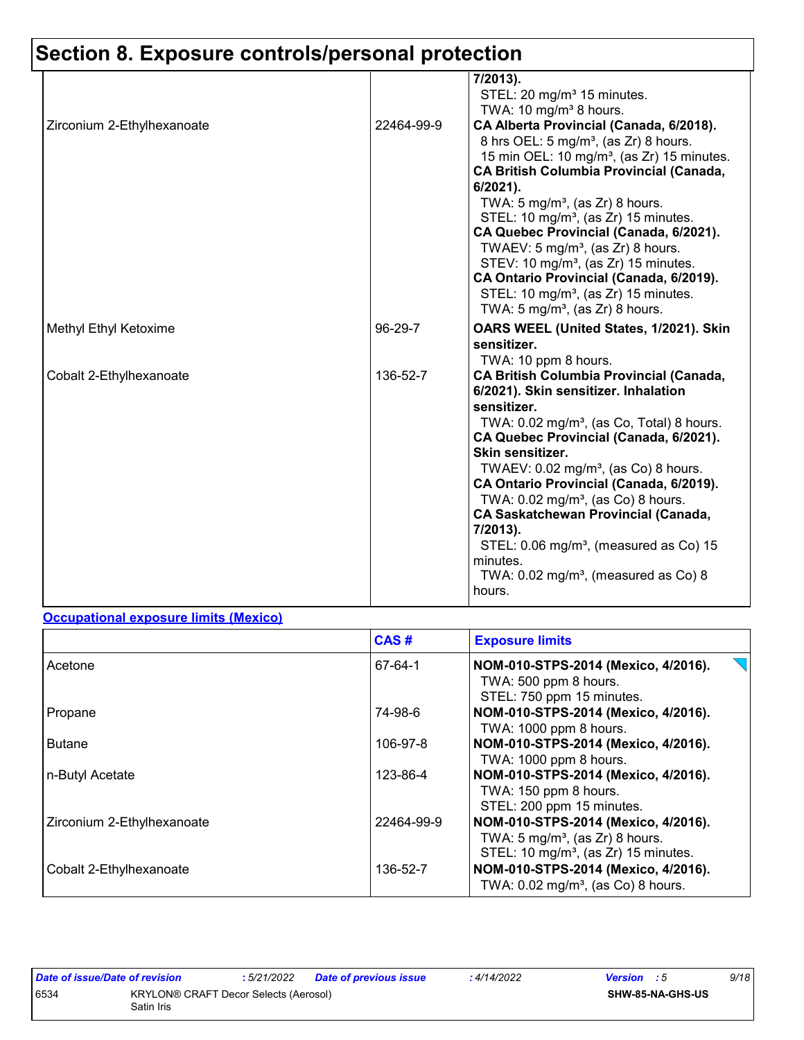# Section 8. Exposure controls/personal protection

| | | |
|---|---|---|
| | | **7/2013).**<br>STEL: 20 mg/m³ 15 minutes.<br>TWA: 10 mg/m³ 8 hours. |
| Zirconium 2-Ethylhexanoate | 22464-99-9 | **CA Alberta Provincial (Canada, 6/2018).**<br>8 hrs OEL: 5 mg/m³, (as Zr) 8 hours.<br>15 min OEL: 10 mg/m³, (as Zr) 15 minutes.<br>**CA British Columbia Provincial (Canada, 6/2021).**<br>TWA: 5 mg/m³, (as Zr) 8 hours.<br>STEL: 10 mg/m³, (as Zr) 15 minutes.<br>**CA Quebec Provincial (Canada, 6/2021).**<br>TWAEV: 5 mg/m³, (as Zr) 8 hours.<br>STEV: 10 mg/m³, (as Zr) 15 minutes.<br>**CA Ontario Provincial (Canada, 6/2019).**<br>STEL: 10 mg/m³, (as Zr) 15 minutes.<br>TWA: 5 mg/m³, (as Zr) 8 hours. |
| Methyl Ethyl Ketoxime | 96-29-7 | **OARS WEEL (United States, 1/2021). Skin sensitizer.**<br>TWA: 10 ppm 8 hours. |
| Cobalt 2-Ethylhexanoate | 136-52-7 | **CA British Columbia Provincial (Canada, 6/2021). Skin sensitizer. Inhalation sensitizer.**<br>TWA: 0.02 mg/m³, (as Co, Total) 8 hours.<br>**CA Quebec Provincial (Canada, 6/2021). Skin sensitizer.**<br>TWAEV: 0.02 mg/m³, (as Co) 8 hours.<br>**CA Ontario Provincial (Canada, 6/2019).**<br>TWA: 0.02 mg/m³, (as Co) 8 hours.<br>**CA Saskatchewan Provincial (Canada, 7/2013).**<br>STEL: 0.06 mg/m³, (measured as Co) 15 minutes.<br>TWA: 0.02 mg/m³, (measured as Co) 8 hours. |

**Occupational exposure limits (Mexico)**

| | CAS # | Exposure limits |
|---|---|---|
| Acetone | 67-64-1 | **NOM-010-STPS-2014 (Mexico, 4/2016).**<br>TWA: 500 ppm 8 hours.<br>STEL: 750 ppm 15 minutes. |
| Propane | 74-98-6 | **NOM-010-STPS-2014 (Mexico, 4/2016).**<br>TWA: 1000 ppm 8 hours. |
| Butane | 106-97-8 | **NOM-010-STPS-2014 (Mexico, 4/2016).**<br>TWA: 1000 ppm 8 hours. |
| n-Butyl Acetate | 123-86-4 | **NOM-010-STPS-2014 (Mexico, 4/2016).**<br>TWA: 150 ppm 8 hours.<br>STEL: 200 ppm 15 minutes. |
| Zirconium 2-Ethylhexanoate | 22464-99-9 | **NOM-010-STPS-2014 (Mexico, 4/2016).**<br>TWA: 5 mg/m³, (as Zr) 8 hours.<br>STEL: 10 mg/m³, (as Zr) 15 minutes. |
| Cobalt 2-Ethylhexanoate | 136-52-7 | **NOM-010-STPS-2014 (Mexico, 4/2016).**<br>TWA: 0.02 mg/m³, (as Co) 8 hours. |

| *Date of issue/Date of revision* | : 5/21/2022 | *Date of previous issue* | : 4/14/2022 | *Version* : 5 |
|---|---|---|---|---|
| 6534 | KRYLON® CRAFT Decor Selects (Aerosol) Satin Iris | | | **SHW-85-NA-GHS-US** |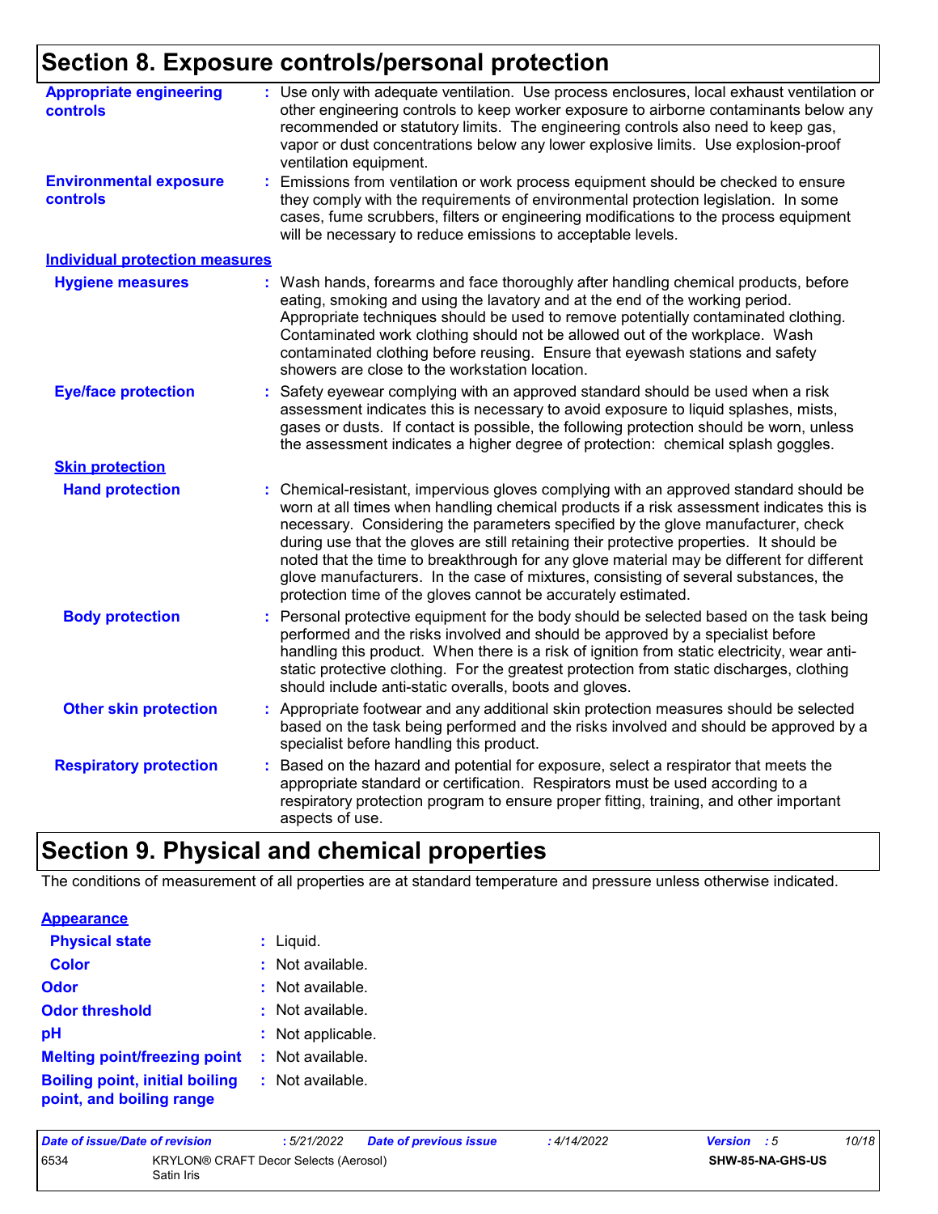## Section 8. Exposure controls/personal protection

**Appropriate engineering controls** : Use only with adequate ventilation. Use process enclosures, local exhaust ventilation or other engineering controls to keep worker exposure to airborne contaminants below any recommended or statutory limits. The engineering controls also need to keep gas, vapor or dust concentrations below any lower explosive limits. Use explosion-proof ventilation equipment.

**Environmental exposure controls** : Emissions from ventilation or work process equipment should be checked to ensure they comply with the requirements of environmental protection legislation. In some cases, fume scrubbers, filters or engineering modifications to the process equipment will be necessary to reduce emissions to acceptable levels.

**Individual protection measures**

**Hygiene measures** : Wash hands, forearms and face thoroughly after handling chemical products, before eating, smoking and using the lavatory and at the end of the working period. Appropriate techniques should be used to remove potentially contaminated clothing. Contaminated work clothing should not be allowed out of the workplace. Wash contaminated clothing before reusing. Ensure that eyewash stations and safety showers are close to the workstation location.

**Eye/face protection** : Safety eyewear complying with an approved standard should be used when a risk assessment indicates this is necessary to avoid exposure to liquid splashes, mists, gases or dusts. If contact is possible, the following protection should be worn, unless the assessment indicates a higher degree of protection: chemical splash goggles.

**Skin protection**

**Hand protection** : Chemical-resistant, impervious gloves complying with an approved standard should be worn at all times when handling chemical products if a risk assessment indicates this is necessary. Considering the parameters specified by the glove manufacturer, check during use that the gloves are still retaining their protective properties. It should be noted that the time to breakthrough for any glove material may be different for different glove manufacturers. In the case of mixtures, consisting of several substances, the protection time of the gloves cannot be accurately estimated.

**Body protection** : Personal protective equipment for the body should be selected based on the task being performed and the risks involved and should be approved by a specialist before handling this product. When there is a risk of ignition from static electricity, wear anti-static protective clothing. For the greatest protection from static discharges, clothing should include anti-static overalls, boots and gloves.

**Other skin protection** : Appropriate footwear and any additional skin protection measures should be selected based on the task being performed and the risks involved and should be approved by a specialist before handling this product.

**Respiratory protection** : Based on the hazard and potential for exposure, select a respirator that meets the appropriate standard or certification. Respirators must be used according to a respiratory protection program to ensure proper fitting, training, and other important aspects of use.

## Section 9. Physical and chemical properties

The conditions of measurement of all properties are at standard temperature and pressure unless otherwise indicated.

**Appearance**

**Physical state** : Liquid.

**Color** : Not available.

**Odor** : Not available.

**Odor threshold** : Not available.

**pH** : Not applicable.

**Melting point/freezing point** : Not available.

**Boiling point, initial boiling point, and boiling range** : Not available.

| Date of issue/Date of revision | : 5/21/2022 | Date of previous issue | : 4/14/2022 | Version : 5 |
|---|---|---|---|---|
| 6534 | KRYLON® CRAFT Decor Selects (Aerosol) Satin Iris | | | SHW-85-NA-GHS-US |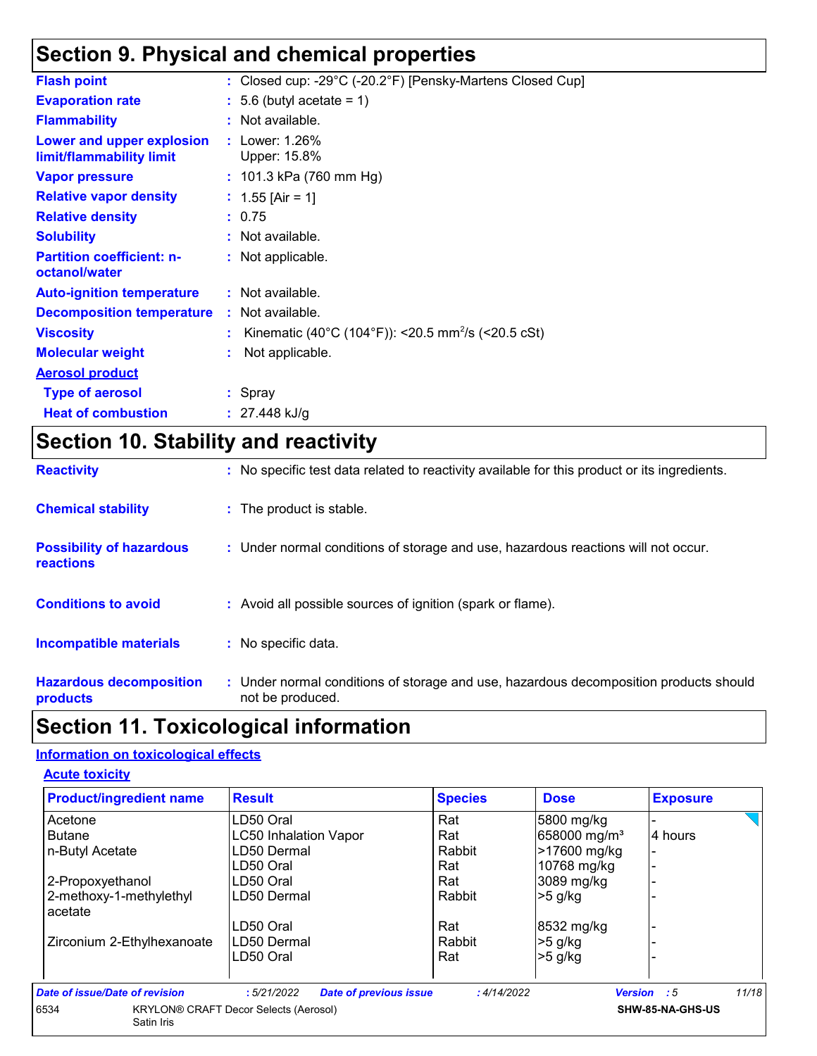# Section 9. Physical and chemical properties

| | |
|---|---|
| **Flash point** | : Closed cup: -29°C (-20.2°F) [Pensky-Martens Closed Cup] |
| **Evaporation rate** | : 5.6 (butyl acetate = 1) |
| **Flammability** | : Not available. |
| **Lower and upper explosion limit/flammability limit** | : Lower: 1.26%<br>Upper: 15.8% |
| **Vapor pressure** | : 101.3 kPa (760 mm Hg) |
| **Relative vapor density** | : 1.55 [Air = 1] |
| **Relative density** | : 0.75 |
| **Solubility** | : Not available. |
| **Partition coefficient: n-octanol/water** | : Not applicable. |
| **Auto-ignition temperature** | : Not available. |
| **Decomposition temperature** | : Not available. |
| **Viscosity** | : Kinematic (40°C (104°F)): <20.5 $mm^2/s$ (<20.5 cSt) |
| **Molecular weight** | : Not applicable. |

**Aerosol product**

| | |
|---|---|
| **Type of aerosol** | : Spray |
| **Heat of combustion** | : 27.448 kJ/g |

# Section 10. Stability and reactivity

| | |
|---|---|
| **Reactivity** | : No specific test data related to reactivity available for this product or its ingredients. |
| **Chemical stability** | : The product is stable. |
| **Possibility of hazardous reactions** | : Under normal conditions of storage and use, hazardous reactions will not occur. |
| **Conditions to avoid** | : Avoid all possible sources of ignition (spark or flame). |
| **Incompatible materials** | : No specific data. |
| **Hazardous decomposition products** | : Under normal conditions of storage and use, hazardous decomposition products should not be produced. |

# Section 11. Toxicological information

## Information on toxicological effects

### Acute toxicity

| Product/ingredient name | Result | Species | Dose | Exposure |
|---|---|---|---|---|
| Acetone | LD50 Oral | Rat | 5800 mg/kg | - |
| Butane | LC50 Inhalation Vapor | Rat | 658000 $mg/m^3$ | 4 hours |
| n-Butyl Acetate | LD50 Dermal | Rabbit | >17600 mg/kg | - |
| | LD50 Oral | Rat | 10768 mg/kg | - |
| 2-Propoxyethanol | LD50 Oral | Rat | 3089 mg/kg | - |
| 2-methoxy-1-methylethyl acetate | LD50 Dermal | Rabbit | >5 g/kg | - |
| | LD50 Oral | Rat | 8532 mg/kg | - |
| Zirconium 2-Ethylhexanoate | LD50 Dermal | Rabbit | >5 g/kg | - |
| | LD50 Oral | Rat | >5 g/kg | - |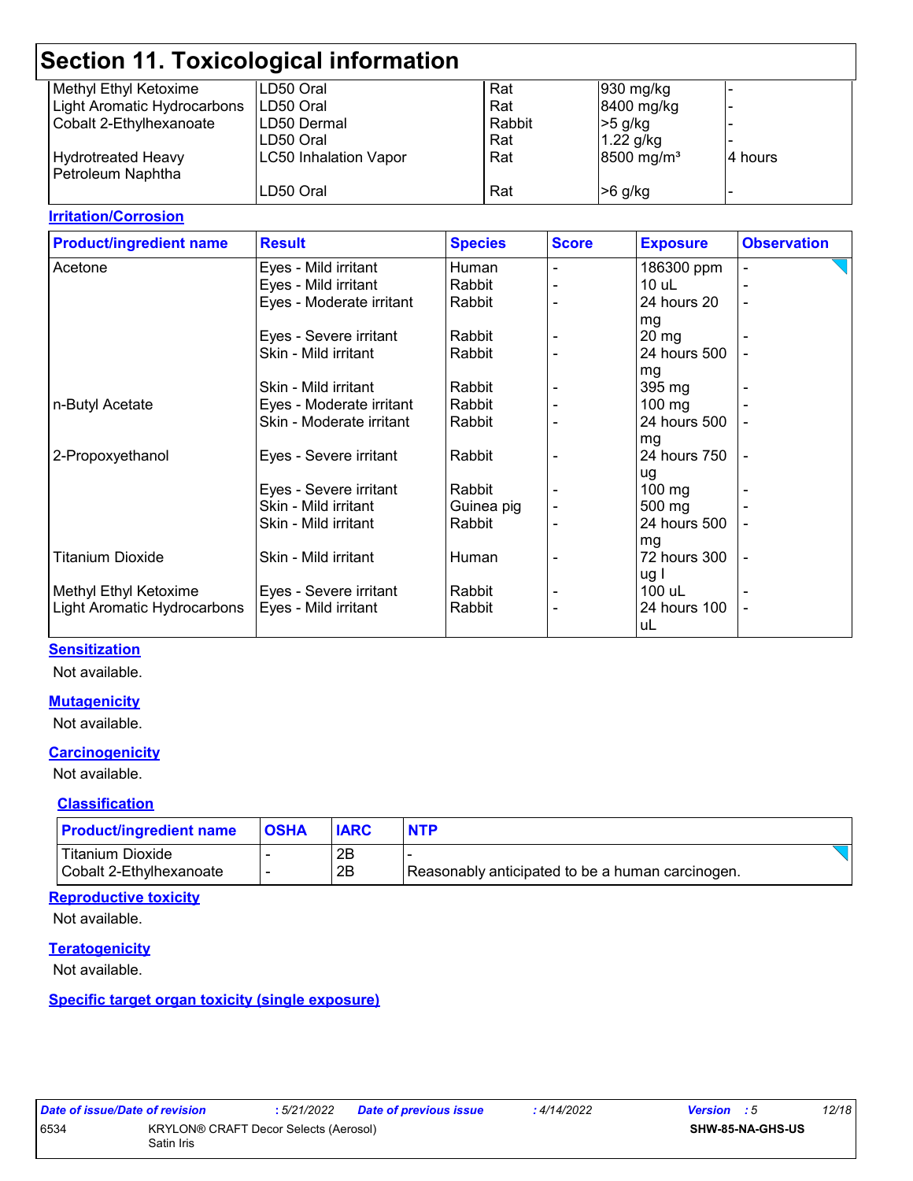# Section 11. Toxicological information

| | | | | |
|---|---|---|---|---|
| Methyl Ethyl Ketoxime | LD50 Oral | Rat | 930 mg/kg | - |
| Light Aromatic Hydrocarbons | LD50 Oral | Rat | 8400 mg/kg | - |
| Cobalt 2-Ethylhexanoate | LD50 Dermal | Rabbit | >5 g/kg | - |
| | LD50 Oral | Rat | 1.22 g/kg | - |
| Hydrotreated Heavy Petroleum Naphtha | LC50 Inhalation Vapor | Rat | 8500 mg/m³ | 4 hours |
| | LD50 Oral | Rat | >6 g/kg | - |

**Irritation/Corrosion**

| Product/ingredient name | Result | Species | Score | Exposure | Observation |
|---|---|---|---|---|---|
| Acetone | Eyes - Mild irritant | Human | - | 186300 ppm | - |
| | Eyes - Mild irritant | Rabbit | - | 10 uL | - |
| | Eyes - Moderate irritant | Rabbit | - | 24 hours 20 mg | - |
| | Eyes - Severe irritant | Rabbit | - | 20 mg | - |
| | Skin - Mild irritant | Rabbit | - | 24 hours 500 mg | - |
| | Skin - Mild irritant | Rabbit | - | 395 mg | - |
| n-Butyl Acetate | Eyes - Moderate irritant | Rabbit | - | 100 mg | - |
| | Skin - Moderate irritant | Rabbit | - | 24 hours 500 mg | - |
| 2-Propoxyethanol | Eyes - Severe irritant | Rabbit | - | 24 hours 750 ug | - |
| | Eyes - Severe irritant | Rabbit | - | 100 mg | - |
| | Skin - Mild irritant | Guinea pig | - | 500 mg | - |
| | Skin - Mild irritant | Rabbit | - | 24 hours 500 mg | - |
| Titanium Dioxide | Skin - Mild irritant | Human | - | 72 hours 300 ug I | - |
| Methyl Ethyl Ketoxime | Eyes - Severe irritant | Rabbit | - | 100 uL | - |
| Light Aromatic Hydrocarbons | Eyes - Mild irritant | Rabbit | - | 24 hours 100 uL | - |

**Sensitization**

Not available.

**Mutagenicity**

Not available.

**Carcinogenicity**

Not available.

**Classification**

| Product/ingredient name | OSHA | IARC | NTP |
|---|---|---|---|
| Titanium Dioxide | - | 2B | - |
| Cobalt 2-Ethylhexanoate | - | 2B | Reasonably anticipated to be a human carcinogen. |

**Reproductive toxicity**

Not available.

**Teratogenicity**

Not available.

**Specific target organ toxicity (single exposure)**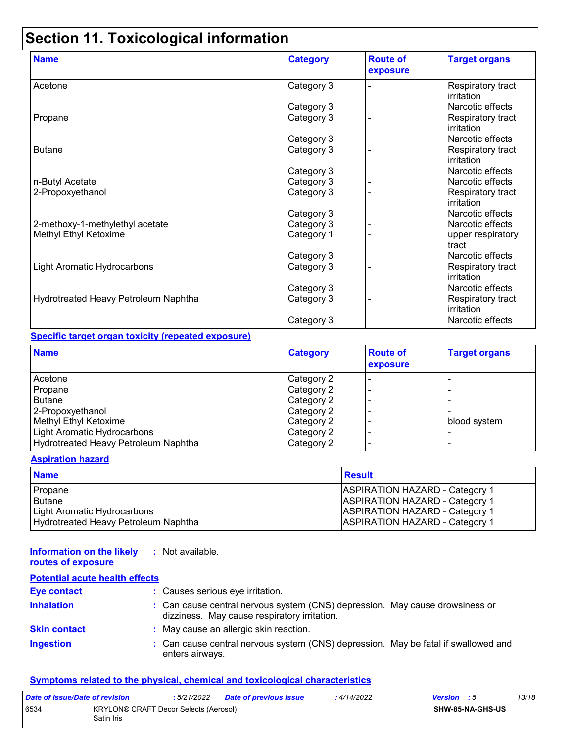# Section 11. Toxicological information

| Name | Category | Route of exposure | Target organs |
|---|---|---|---|
| Acetone | Category 3 | - | Respiratory tract irritation |
| | Category 3 | | Narcotic effects |
| Propane | Category 3 | - | Respiratory tract irritation |
| | Category 3 | | Narcotic effects |
| Butane | Category 3 | - | Respiratory tract irritation |
| | Category 3 | | Narcotic effects |
| n-Butyl Acetate | Category 3 | - | Narcotic effects |
| 2-Propoxyethanol | Category 3 | - | Respiratory tract irritation |
| | Category 3 | | Narcotic effects |
| 2-methoxy-1-methylethyl acetate | Category 3 | - | Narcotic effects |
| Methyl Ethyl Ketoxime | Category 1 | - | upper respiratory tract |
| | Category 3 | | Narcotic effects |
| Light Aromatic Hydrocarbons | Category 3 | - | Respiratory tract irritation |
| | Category 3 | | Narcotic effects |
| Hydrotreated Heavy Petroleum Naphtha | Category 3 | - | Respiratory tract irritation |
| | Category 3 | | Narcotic effects |

**Specific target organ toxicity (repeated exposure)**

| Name | Category | Route of exposure | Target organs |
|---|---|---|---|
| Acetone | Category 2 | - | - |
| Propane | Category 2 | - | - |
| Butane | Category 2 | - | - |
| 2-Propoxyethanol | Category 2 | - | - |
| Methyl Ethyl Ketoxime | Category 2 | - | blood system |
| Light Aromatic Hydrocarbons | Category 2 | - | - |
| Hydrotreated Heavy Petroleum Naphtha | Category 2 | - | - |

**Aspiration hazard**

| Name | Result |
|---|---|
| Propane | ASPIRATION HAZARD - Category 1 |
| Butane | ASPIRATION HAZARD - Category 1 |
| Light Aromatic Hydrocarbons | ASPIRATION HAZARD - Category 1 |
| Hydrotreated Heavy Petroleum Naphtha | ASPIRATION HAZARD - Category 1 |

**Information on the likely routes of exposure** : Not available.

**Potential acute health effects**

**Eye contact** : Causes serious eye irritation.

**Inhalation** : Can cause central nervous system (CNS) depression. May cause drowsiness or dizziness. May cause respiratory irritation.

**Skin contact** : May cause an allergic skin reaction.

**Ingestion** : Can cause central nervous system (CNS) depression. May be fatal if swallowed and enters airways.

**Symptoms related to the physical, chemical and toxicological characteristics**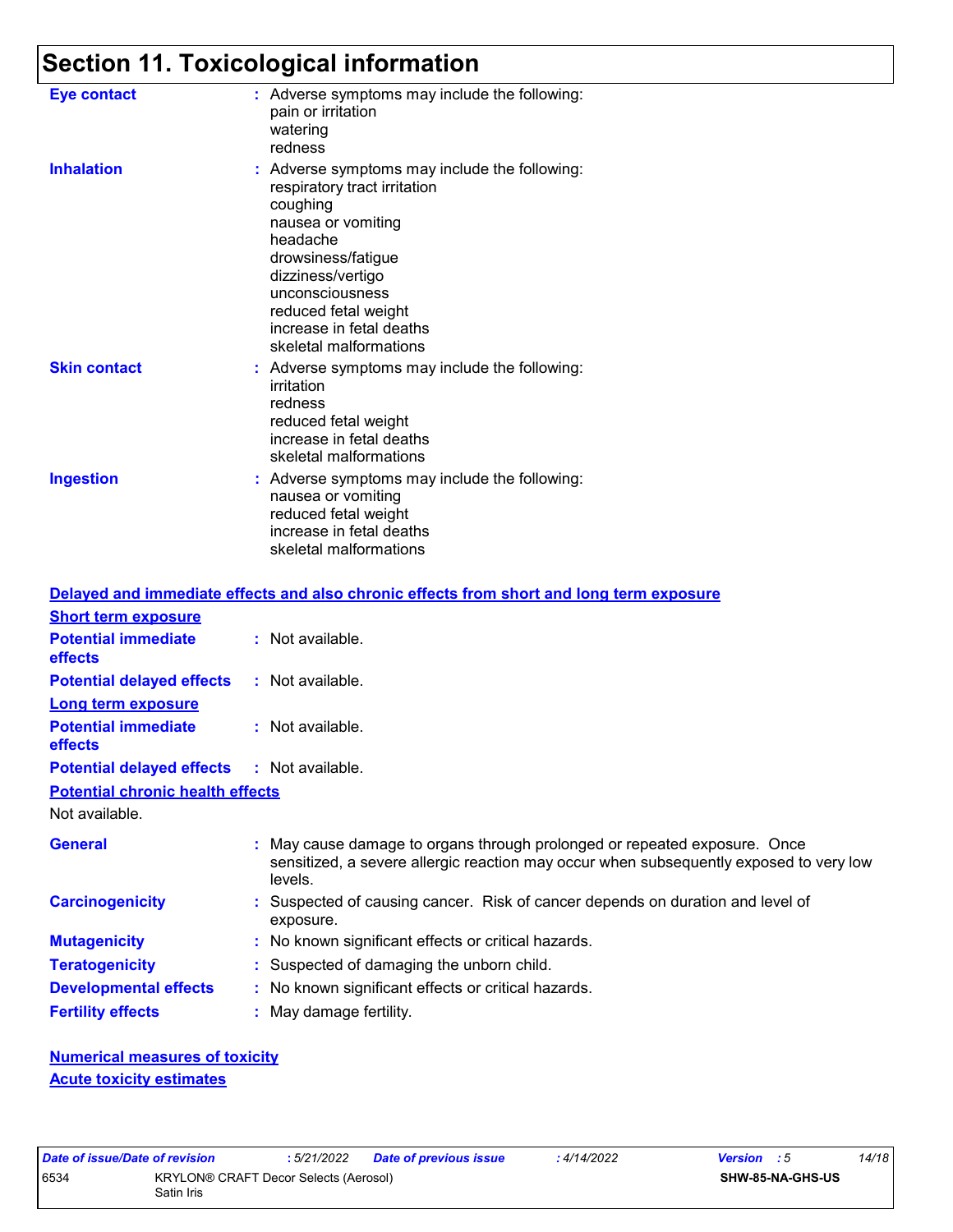# Section 11. Toxicological information

**Eye contact** : Adverse symptoms may include the following:
pain or irritation
watering
redness

**Inhalation** : Adverse symptoms may include the following:
respiratory tract irritation
coughing
nausea or vomiting
headache
drowsiness/fatigue
dizziness/vertigo
unconsciousness
reduced fetal weight
increase in fetal deaths
skeletal malformations

**Skin contact** : Adverse symptoms may include the following:
irritation
redness
reduced fetal weight
increase in fetal deaths
skeletal malformations

**Ingestion** : Adverse symptoms may include the following:
nausea or vomiting
reduced fetal weight
increase in fetal deaths
skeletal malformations

## Delayed and immediate effects and also chronic effects from short and long term exposure

### Short term exposure

**Potential immediate effects** : Not available.

**Potential delayed effects** : Not available.

### Long term exposure

**Potential immediate effects** : Not available.

**Potential delayed effects** : Not available.

### Potential chronic health effects

Not available.

**General** : May cause damage to organs through prolonged or repeated exposure. Once sensitized, a severe allergic reaction may occur when subsequently exposed to very low levels.

**Carcinogenicity** : Suspected of causing cancer. Risk of cancer depends on duration and level of exposure.

**Mutagenicity** : No known significant effects or critical hazards.

**Teratogenicity** : Suspected of damaging the unborn child.

**Developmental effects** : No known significant effects or critical hazards.

**Fertility effects** : May damage fertility.

## Numerical measures of toxicity

### Acute toxicity estimates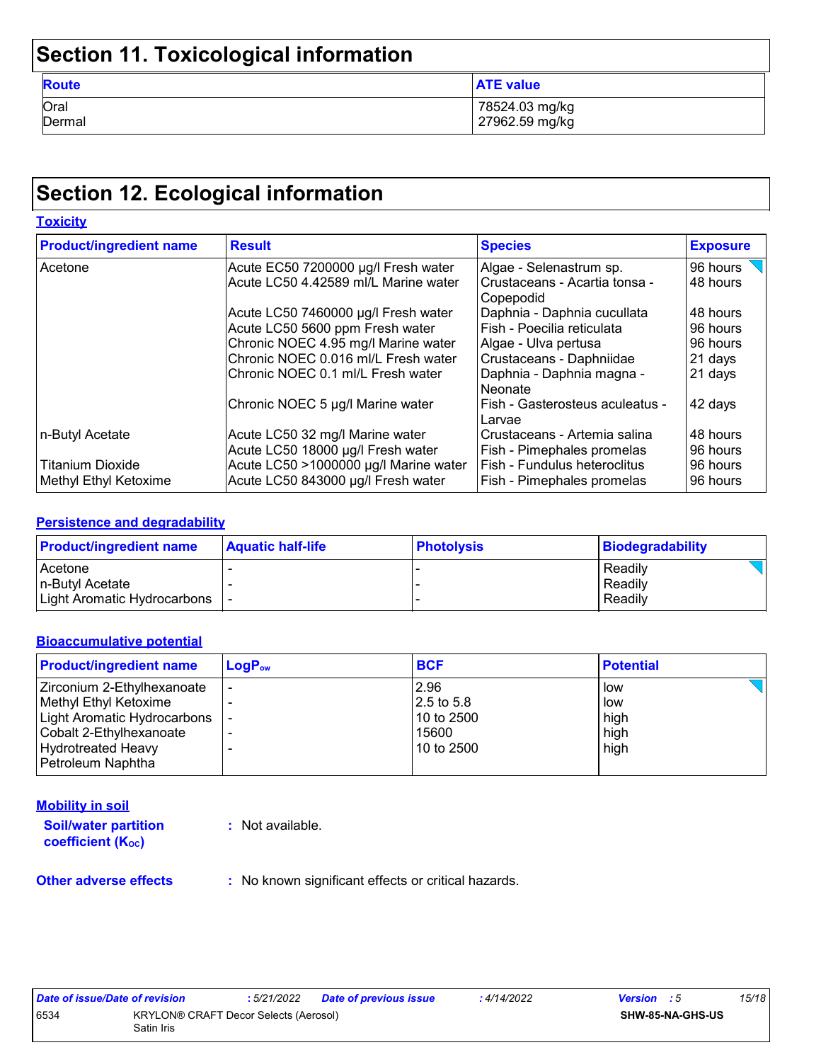## Section 11. Toxicological information

| Route | ATE value |
|---|---|
| Oral | 78524.03 mg/kg |
| Dermal | 27962.59 mg/kg |

## Section 12. Ecological information

### Toxicity

| Product/ingredient name | Result | Species | Exposure |
|---|---|---|---|
| Acetone | Acute EC50 7200000 µg/l Fresh water | Algae - Selenastrum sp. | 96 hours |
| | Acute LC50 4.42589 ml/L Marine water | Crustaceans - Acartia tonsa - Copepodid | 48 hours |
| | Acute LC50 7460000 µg/l Fresh water | Daphnia - Daphnia cucullata | 48 hours |
| | Acute LC50 5600 ppm Fresh water | Fish - Poecilia reticulata | 96 hours |
| | Chronic NOEC 4.95 mg/l Marine water | Algae - Ulva pertusa | 96 hours |
| | Chronic NOEC 0.016 ml/L Fresh water | Crustaceans - Daphniidae | 21 days |
| | Chronic NOEC 0.1 ml/L Fresh water | Daphnia - Daphnia magna - Neonate | 21 days |
| | Chronic NOEC 5 µg/l Marine water | Fish - Gasterosteus aculeatus - Larvae | 42 days |
| n-Butyl Acetate | Acute LC50 32 mg/l Marine water | Crustaceans - Artemia salina | 48 hours |
| | Acute LC50 18000 µg/l Fresh water | Fish - Pimephales promelas | 96 hours |
| Titanium Dioxide | Acute LC50 >1000000 µg/l Marine water | Fish - Fundulus heteroclitus | 96 hours |
| Methyl Ethyl Ketoxime | Acute LC50 843000 µg/l Fresh water | Fish - Pimephales promelas | 96 hours |

### Persistence and degradability

| Product/ingredient name | Aquatic half-life | Photolysis | Biodegradability |
|---|---|---|---|
| Acetone | - | - | Readily |
| n-Butyl Acetate | - | - | Readily |
| Light Aromatic Hydrocarbons | - | - | Readily |

### Bioaccumulative potential

| Product/ingredient name | $LogP_{ow}$ | BCF | Potential |
|---|---|---|---|
| Zirconium 2-Ethylhexanoate | - | 2.96 | low |
| Methyl Ethyl Ketoxime | - | 2.5 to 5.8 | low |
| Light Aromatic Hydrocarbons | - | 10 to 2500 | high |
| Cobalt 2-Ethylhexanoate | - | 15600 | high |
| Hydrotreated Heavy Petroleum Naphtha | - | 10 to 2500 | high |

### Mobility in soil

**Soil/water partition coefficient ($K_{OC}$)** : Not available.

**Other adverse effects** : No known significant effects or critical hazards.

| Date of issue/Date of revision | : 5/21/2022 | Date of previous issue | : 4/14/2022 | Version : 5 |
|---|---|---|---|---|
| 6534 | KRYLON® CRAFT Decor Selects (Aerosol) Satin Iris | | | SHW-85-NA-GHS-US |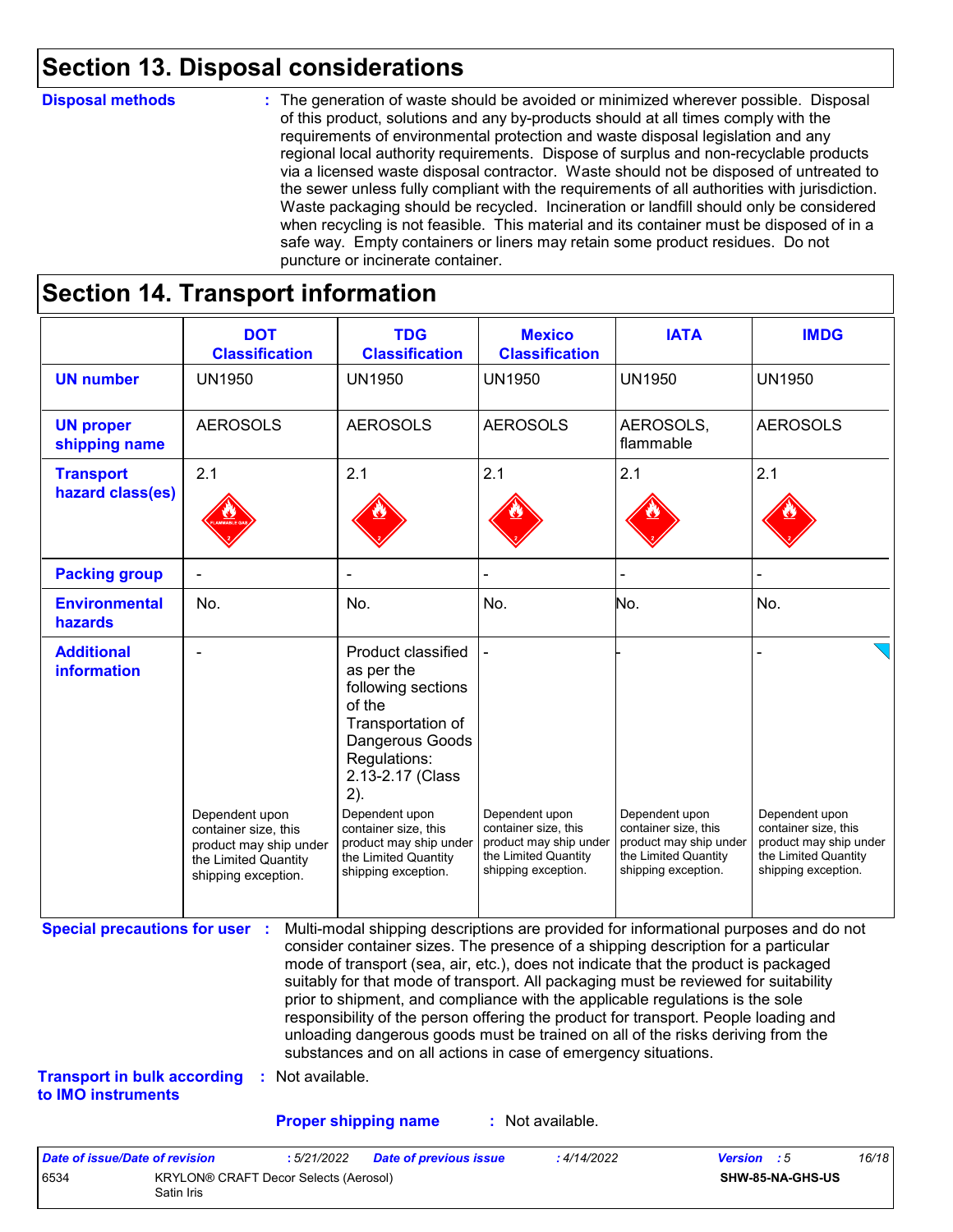## Section 13. Disposal considerations

**Disposal methods** : The generation of waste should be avoided or minimized wherever possible. Disposal of this product, solutions and any by-products should at all times comply with the requirements of environmental protection and waste disposal legislation and any regional local authority requirements. Dispose of surplus and non-recyclable products via a licensed waste disposal contractor. Waste should not be disposed of untreated to the sewer unless fully compliant with the requirements of all authorities with jurisdiction. Waste packaging should be recycled. Incineration or landfill should only be considered when recycling is not feasible. This material and its container must be disposed of in a safe way. Empty containers or liners may retain some product residues. Do not puncture or incinerate container.

## Section 14. Transport information

| | DOT Classification | TDG Classification | Mexico Classification | IATA | IMDG |
|---|---|---|---|---|---|
| **UN number** | UN1950 | UN1950 | UN1950 | UN1950 | UN1950 |
| **UN proper shipping name** | AEROSOLS | AEROSOLS | AEROSOLS | AEROSOLS, flammable | AEROSOLS |
| **Transport hazard class(es)** | 2.1 | 2.1 | 2.1 | 2.1 | 2.1 |
| **Packing group** | - | - | - | - | - |
| **Environmental hazards** | No. | No. | No. | No. | No. |
| **Additional information** | - Dependent upon container size, this product may ship under the Limited Quantity shipping exception. | Product classified as per the following sections of the Transportation of Dangerous Goods Regulations: 2.13-2.17 (Class 2). Dependent upon container size, this product may ship under the Limited Quantity shipping exception. | - Dependent upon container size, this product may ship under the Limited Quantity shipping exception. | - Dependent upon container size, this product may ship under the Limited Quantity shipping exception. | - Dependent upon container size, this product may ship under the Limited Quantity shipping exception. |

**Special precautions for user** : Multi-modal shipping descriptions are provided for informational purposes and do not consider container sizes. The presence of a shipping description for a particular mode of transport (sea, air, etc.), does not indicate that the product is packaged suitably for that mode of transport. All packaging must be reviewed for suitability prior to shipment, and compliance with the applicable regulations is the sole responsibility of the person offering the product for transport. People loading and unloading dangerous goods must be trained on all of the risks deriving from the substances and on all actions in case of emergency situations.

**Transport in bulk according to IMO instruments** : Not available.

**Proper shipping name** : Not available.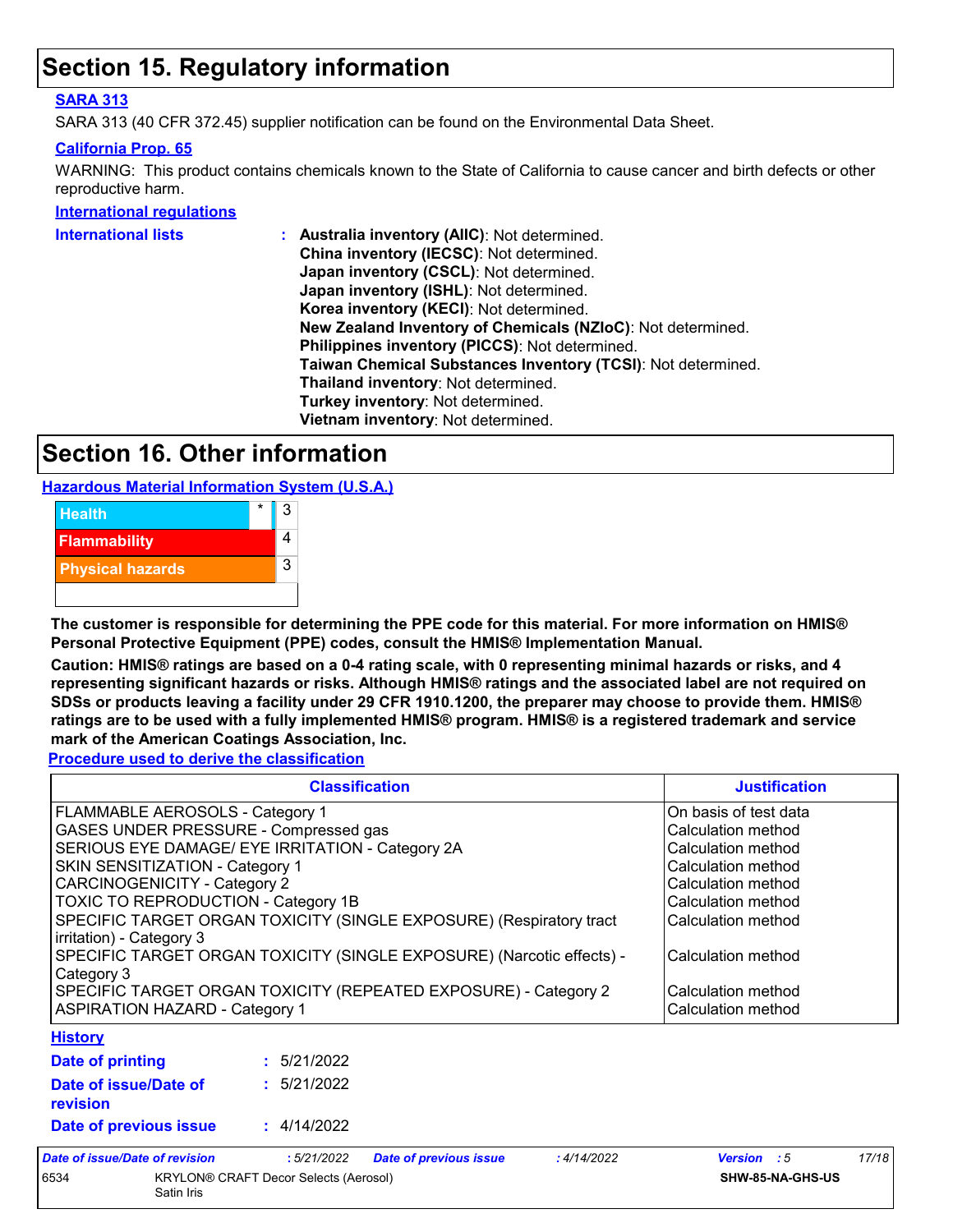# Section 15. Regulatory information

**SARA 313**

SARA 313 (40 CFR 372.45) supplier notification can be found on the Environmental Data Sheet.

**California Prop. 65**

WARNING: This product contains chemicals known to the State of California to cause cancer and birth defects or other reproductive harm.

**International regulations**

**International lists** : **Australia inventory (AIIC)**: Not determined.
**China inventory (IECSC)**: Not determined.
**Japan inventory (CSCL)**: Not determined.
**Japan inventory (ISHL)**: Not determined.
**Korea inventory (KECI)**: Not determined.
**New Zealand Inventory of Chemicals (NZIoC)**: Not determined.
**Philippines inventory (PICCS)**: Not determined.
**Taiwan Chemical Substances Inventory (TCSI)**: Not determined.
**Thailand inventory**: Not determined.
**Turkey inventory**: Not determined.
**Vietnam inventory**: Not determined.

# Section 16. Other information

**Hazardous Material Information System (U.S.A.)**

| | | |
|---|---|---|
| Health | * | 3 |
| Flammability | | 4 |
| Physical hazards | | 3 |
| | | |

**The customer is responsible for determining the PPE code for this material. For more information on HMIS® Personal Protective Equipment (PPE) codes, consult the HMIS® Implementation Manual.**

**Caution: HMIS® ratings are based on a 0-4 rating scale, with 0 representing minimal hazards or risks, and 4 representing significant hazards or risks. Although HMIS® ratings and the associated label are not required on SDSs or products leaving a facility under 29 CFR 1910.1200, the preparer may choose to provide them. HMIS® ratings are to be used with a fully implemented HMIS® program. HMIS® is a registered trademark and service mark of the American Coatings Association, Inc.**

**Procedure used to derive the classification**

| Classification | Justification |
|---|---|
| FLAMMABLE AEROSOLS - Category 1 | On basis of test data |
| GASES UNDER PRESSURE - Compressed gas | Calculation method |
| SERIOUS EYE DAMAGE/ EYE IRRITATION - Category 2A | Calculation method |
| SKIN SENSITIZATION - Category 1 | Calculation method |
| CARCINOGENICITY - Category 2 | Calculation method |
| TOXIC TO REPRODUCTION - Category 1B | Calculation method |
| SPECIFIC TARGET ORGAN TOXICITY (SINGLE EXPOSURE) (Respiratory tract irritation) - Category 3 | Calculation method |
| SPECIFIC TARGET ORGAN TOXICITY (SINGLE EXPOSURE) (Narcotic effects) - Category 3 | Calculation method |
| SPECIFIC TARGET ORGAN TOXICITY (REPEATED EXPOSURE) - Category 2 | Calculation method |
| ASPIRATION HAZARD - Category 1 | Calculation method |

**History**

**Date of printing** : 5/21/2022

**Date of issue/Date of revision** : 5/21/2022

**Date of previous issue** : 4/14/2022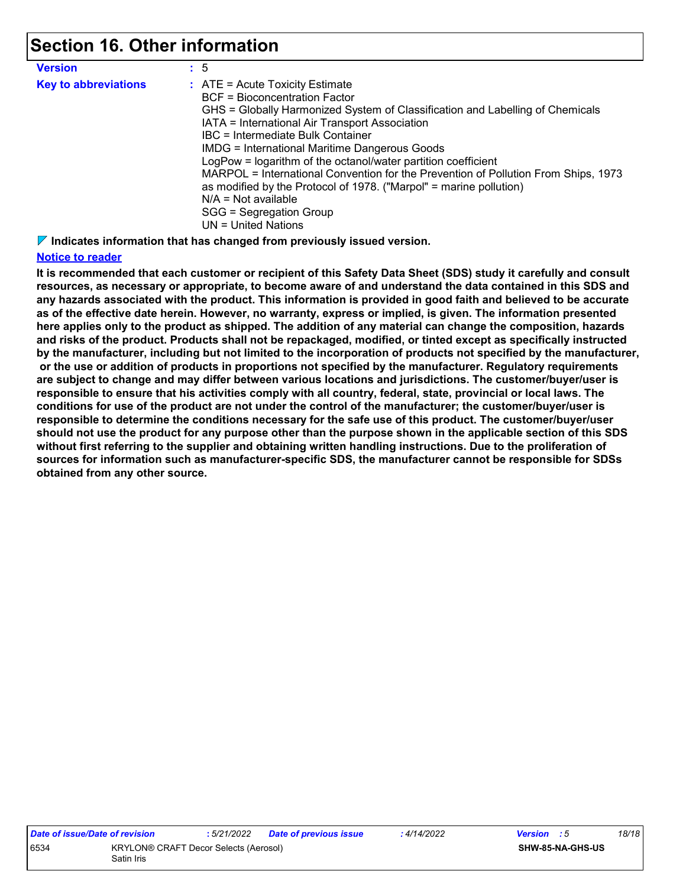# Section 16. Other information

**Version** : 5

**Key to abbreviations** :
ATE = Acute Toxicity Estimate
BCF = Bioconcentration Factor
GHS = Globally Harmonized System of Classification and Labelling of Chemicals
IATA = International Air Transport Association
IBC = Intermediate Bulk Container
IMDG = International Maritime Dangerous Goods
LogPow = logarithm of the octanol/water partition coefficient
MARPOL = International Convention for the Prevention of Pollution From Ships, 1973 as modified by the Protocol of 1978. ("Marpol" = marine pollution)
N/A = Not available
SGG = Segregation Group
UN = United Nations

**Indicates information that has changed from previously issued version.**

**Notice to reader**

**It is recommended that each customer or recipient of this Safety Data Sheet (SDS) study it carefully and consult resources, as necessary or appropriate, to become aware of and understand the data contained in this SDS and any hazards associated with the product. This information is provided in good faith and believed to be accurate as of the effective date herein. However, no warranty, express or implied, is given. The information presented here applies only to the product as shipped. The addition of any material can change the composition, hazards and risks of the product. Products shall not be repackaged, modified, or tinted except as specifically instructed by the manufacturer, including but not limited to the incorporation of products not specified by the manufacturer, or the use or addition of products in proportions not specified by the manufacturer. Regulatory requirements are subject to change and may differ between various locations and jurisdictions. The customer/buyer/user is responsible to ensure that his activities comply with all country, federal, state, provincial or local laws. The conditions for use of the product are not under the control of the manufacturer; the customer/buyer/user is responsible to determine the conditions necessary for the safe use of this product. The customer/buyer/user should not use the product for any purpose other than the purpose shown in the applicable section of this SDS without first referring to the supplier and obtaining written handling instructions. Due to the proliferation of sources for information such as manufacturer-specific SDS, the manufacturer cannot be responsible for SDSs obtained from any other source.**